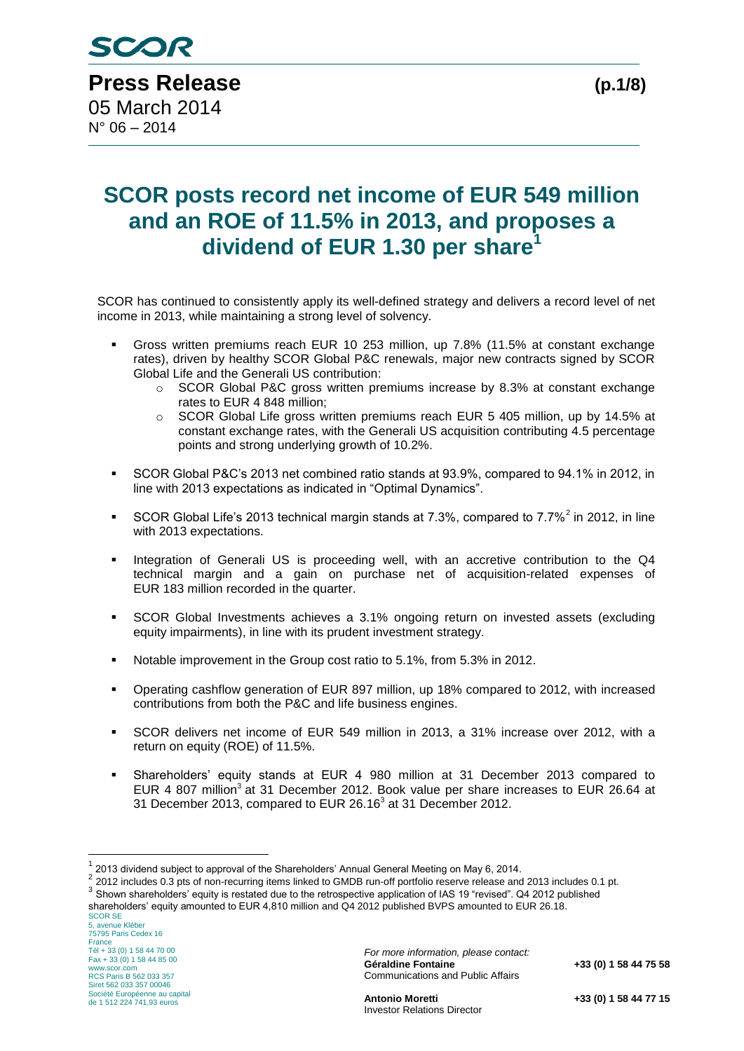# Press Release

05 March 2014
N° 06 – 2014

## SCOR posts record net income of EUR 549 million and an ROE of 11.5% in 2013, and proposes a dividend of EUR 1.30 per share[1]

SCOR has continued to consistently apply its well-defined strategy and delivers a record level of net income in 2013, while maintaining a strong level of solvency.

- Gross written premiums reach EUR 10 253 million, up 7.8% (11.5% at constant exchange rates), driven by healthy SCOR Global P&C renewals, major new contracts signed by SCOR Global Life and the Generali US contribution:
  - SCOR Global P&C gross written premiums increase by 8.3% at constant exchange rates to EUR 4 848 million;
  - SCOR Global Life gross written premiums reach EUR 5 405 million, up by 14.5% at constant exchange rates, with the Generali US acquisition contributing 4.5 percentage points and strong underlying growth of 10.2%.
- SCOR Global P&C's 2013 net combined ratio stands at 93.9%, compared to 94.1% in 2012, in line with 2013 expectations as indicated in "Optimal Dynamics".
- SCOR Global Life's 2013 technical margin stands at 7.3%, compared to 7.7%[2] in 2012, in line with 2013 expectations.
- Integration of Generali US is proceeding well, with an accretive contribution to the Q4 technical margin and a gain on purchase net of acquisition-related expenses of EUR 183 million recorded in the quarter.
- SCOR Global Investments achieves a 3.1% ongoing return on invested assets (excluding equity impairments), in line with its prudent investment strategy.
- Notable improvement in the Group cost ratio to 5.1%, from 5.3% in 2012.
- Operating cashflow generation of EUR 897 million, up 18% compared to 2012, with increased contributions from both the P&C and life business engines.
- SCOR delivers net income of EUR 549 million in 2013, a 31% increase over 2012, with a return on equity (ROE) of 11.5%.
- Shareholders' equity stands at EUR 4 980 million at 31 December 2013 compared to EUR 4 807 million[3] at 31 December 2012. Book value per share increases to EUR 26.64 at 31 December 2013, compared to EUR 26.16[3] at 31 December 2012.

---

[1] 2013 dividend subject to approval of the Shareholders' Annual General Meeting on May 6, 2014.
[2] 2012 includes 0.3 pts of non-recurring items linked to GMDB run-off portfolio reserve release and 2013 includes 0.1 pt.
[3] Shown shareholders' equity is restated due to the retrospective application of IAS 19 "revised". Q4 2012 published shareholders' equity amounted to EUR 4,810 million and Q4 2012 published BVPS amounted to EUR 26.18.

SCOR SE
5, avenue Kléber
75795 Paris Cedex 16
France
Tél + 33 (0) 1 58 44 70 00
Fax + 33 (0) 1 58 44 85 00
www.scor.com
RCS Paris B 562 033 357
Siret 562 033 357 00046
Société Européenne au capital de 1 512 224 741,93 euros

*For more information, please contact:*
**Géraldine Fontaine** +33 (0) 1 58 44 75 58
Communications and Public Affairs

**Antonio Moretti** +33 (0) 1 58 44 77 15
Investor Relations Director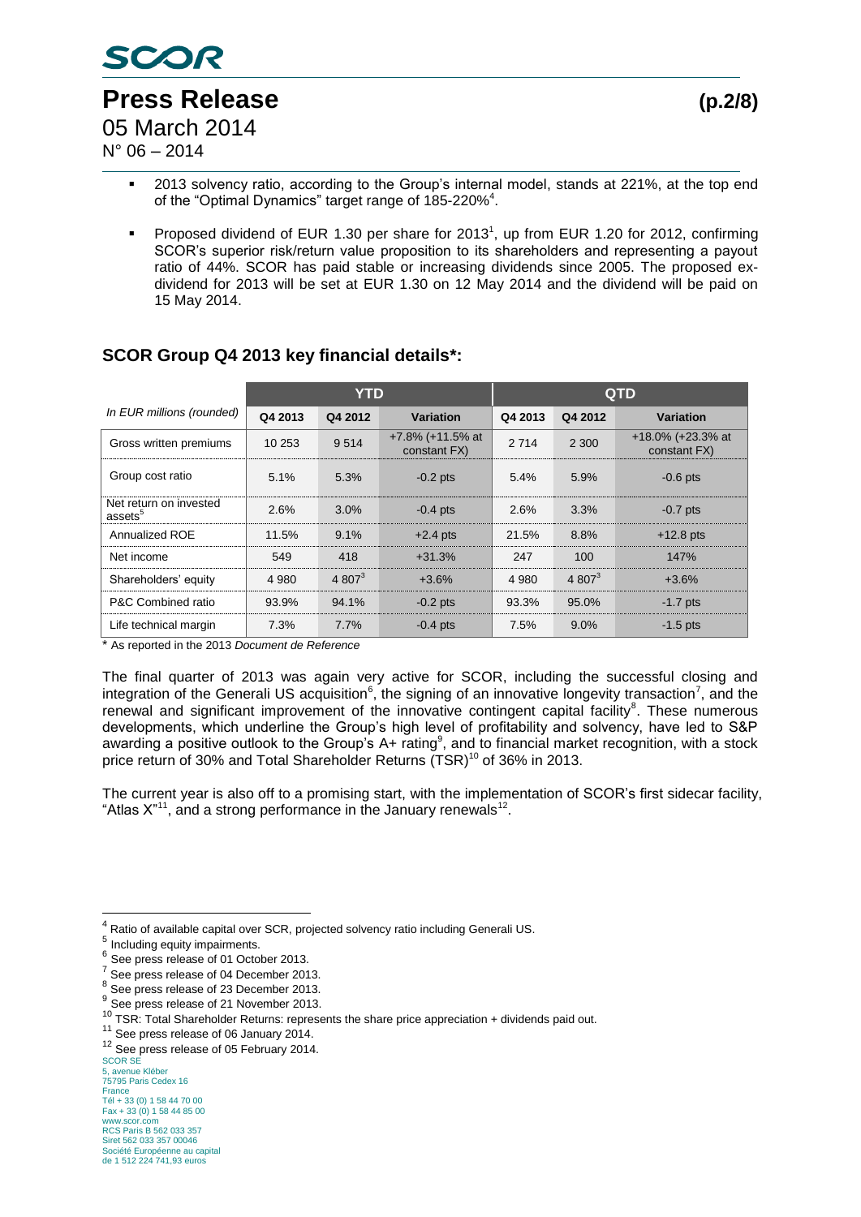- 2013 solvency ratio, according to the Group's internal model, stands at 221%, at the top end of the "Optimal Dynamics" target range of 185-220%[4].
- Proposed dividend of EUR 1.30 per share for 2013[1], up from EUR 1.20 for 2012, confirming SCOR's superior risk/return value proposition to its shareholders and representing a payout ratio of 44%. SCOR has paid stable or increasing dividends since 2005. The proposed ex-dividend for 2013 will be set at EUR 1.30 on 12 May 2014 and the dividend will be paid on 15 May 2014.

## SCOR Group Q4 2013 key financial details*:

| In EUR millions (rounded) | YTD | | | QTD | | |
|---|---|---|---|---|---|---|
| | Q4 2013 | Q4 2012 | Variation | Q4 2013 | Q4 2012 | Variation |
| Gross written premiums | 10 253 | 9 514 | +7.8% (+11.5% at constant FX) | 2 714 | 2 300 | +18.0% (+23.3% at constant FX) |
| Group cost ratio | 5.1% | 5.3% | -0.2 pts | 5.4% | 5.9% | -0.6 pts |
| Net return on invested assets[5] | 2.6% | 3.0% | -0.4 pts | 2.6% | 3.3% | -0.7 pts |
| Annualized ROE | 11.5% | 9.1% | +2.4 pts | 21.5% | 8.8% | +12.8 pts |
| Net income | 549 | 418 | +31.3% | 247 | 100 | 147% |
| Shareholders' equity | 4 980 | 4 807[3] | +3.6% | 4 980 | 4 807[3] | +3.6% |
| P&C Combined ratio | 93.9% | 94.1% | -0.2 pts | 93.3% | 95.0% | -1.7 pts |
| Life technical margin | 7.3% | 7.7% | -0.4 pts | 7.5% | 9.0% | -1.5 pts |

* As reported in the 2013 *Document de Reference*

The final quarter of 2013 was again very active for SCOR, including the successful closing and integration of the Generali US acquisition[6], the signing of an innovative longevity transaction[7], and the renewal and significant improvement of the innovative contingent capital facility[8]. These numerous developments, which underline the Group's high level of profitability and solvency, have led to S&P awarding a positive outlook to the Group's A+ rating[9], and to financial market recognition, with a stock price return of 30% and Total Shareholder Returns (TSR)[10] of 36% in 2013.

The current year is also off to a promising start, with the implementation of SCOR's first sidecar facility, "Atlas X"[11], and a strong performance in the January renewals[12].

---

[4] Ratio of available capital over SCR, projected solvency ratio including Generali US.
[5] Including equity impairments.
[6] See press release of 01 October 2013.
[7] See press release of 04 December 2013.
[8] See press release of 23 December 2013.
[9] See press release of 21 November 2013.
[10] TSR: Total Shareholder Returns: represents the share price appreciation + dividends paid out.
[11] See press release of 06 January 2014.
[12] See press release of 05 February 2014.

SCOR SE
5, avenue Kléber
75795 Paris Cedex 16
France
Tél + 33 (0) 1 58 44 70 00
Fax + 33 (0) 1 58 44 85 00
www.scor.com
RCS Paris B 562 033 357
Siret 562 033 357 00046
Société Européenne au capital
de 1 512 224 741,93 euros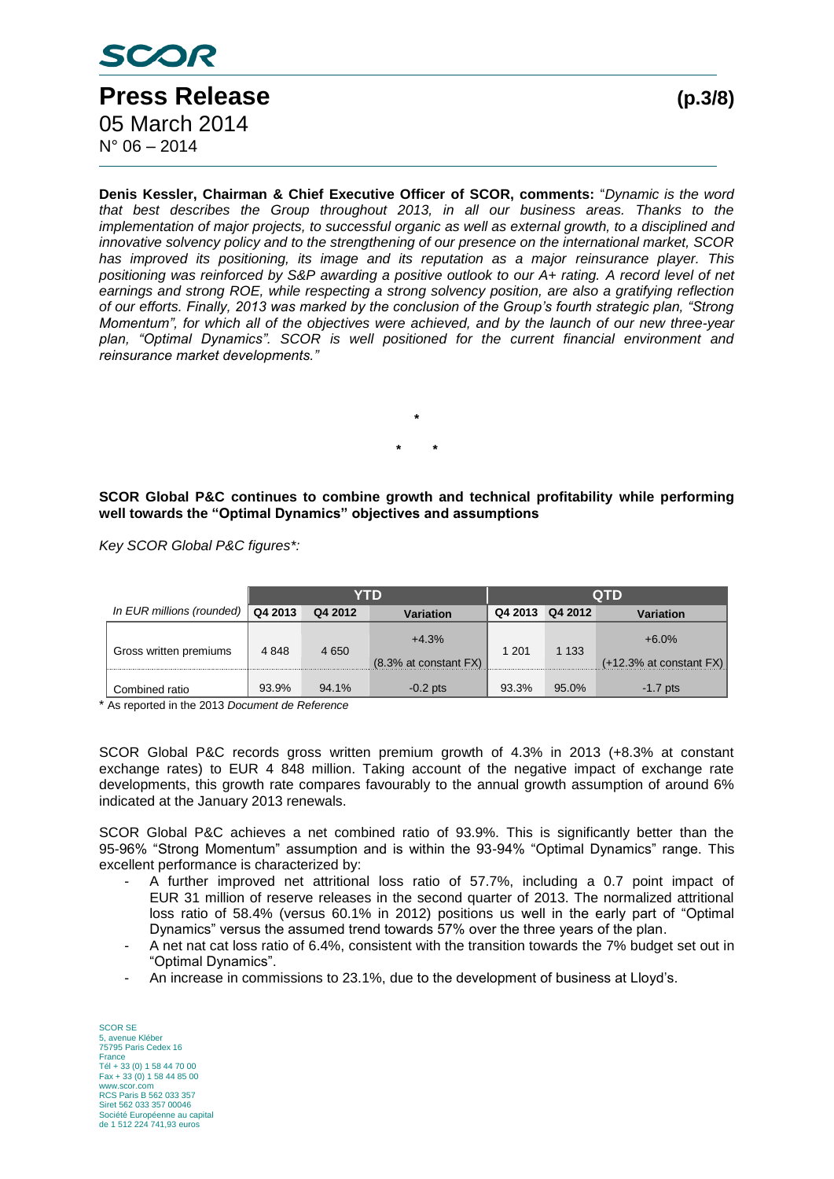**Denis Kessler, Chairman & Chief Executive Officer of SCOR, comments:** "*Dynamic is the word that best describes the Group throughout 2013, in all our business areas. Thanks to the implementation of major projects, to successful organic as well as external growth, to a disciplined and innovative solvency policy and to the strengthening of our presence on the international market, SCOR has improved its positioning, its image and its reputation as a major reinsurance player. This positioning was reinforced by S&P awarding a positive outlook to our A+ rating. A record level of net earnings and strong ROE, while respecting a strong solvency position, are also a gratifying reflection of our efforts. Finally, 2013 was marked by the conclusion of the Group's fourth strategic plan, "Strong Momentum", for which all of the objectives were achieved, and by the launch of our new three-year plan, "Optimal Dynamics". SCOR is well positioned for the current financial environment and reinsurance market developments.*"

\*

\* \*

**SCOR Global P&C continues to combine growth and technical profitability while performing well towards the "Optimal Dynamics" objectives and assumptions**

*Key SCOR Global P&C figures\*:*

| | YTD | | | QTD | | |
|---|---|---|---|---|---|---|
| *In EUR millions (rounded)* | **Q4 2013** | **Q4 2012** | **Variation** | **Q4 2013** | **Q4 2012** | **Variation** |
| Gross written premiums | 4 848 | 4 650 | +4.3% (8.3% at constant FX) | 1 201 | 1 133 | +6.0% (+12.3% at constant FX) |
| Combined ratio | 93.9% | 94.1% | -0.2 pts | 93.3% | 95.0% | -1.7 pts |

\* As reported in the 2013 *Document de Reference*

SCOR Global P&C records gross written premium growth of 4.3% in 2013 (+8.3% at constant exchange rates) to EUR 4 848 million. Taking account of the negative impact of exchange rate developments, this growth rate compares favourably to the annual growth assumption of around 6% indicated at the January 2013 renewals.

SCOR Global P&C achieves a net combined ratio of 93.9%. This is significantly better than the 95-96% "Strong Momentum" assumption and is within the 93-94% "Optimal Dynamics" range. This excellent performance is characterized by:

- A further improved net attritional loss ratio of 57.7%, including a 0.7 point impact of EUR 31 million of reserve releases in the second quarter of 2013. The normalized attritional loss ratio of 58.4% (versus 60.1% in 2012) positions us well in the early part of "Optimal Dynamics" versus the assumed trend towards 57% over the three years of the plan.
- A net nat cat loss ratio of 6.4%, consistent with the transition towards the 7% budget set out in "Optimal Dynamics".
- An increase in commissions to 23.1%, due to the development of business at Lloyd's.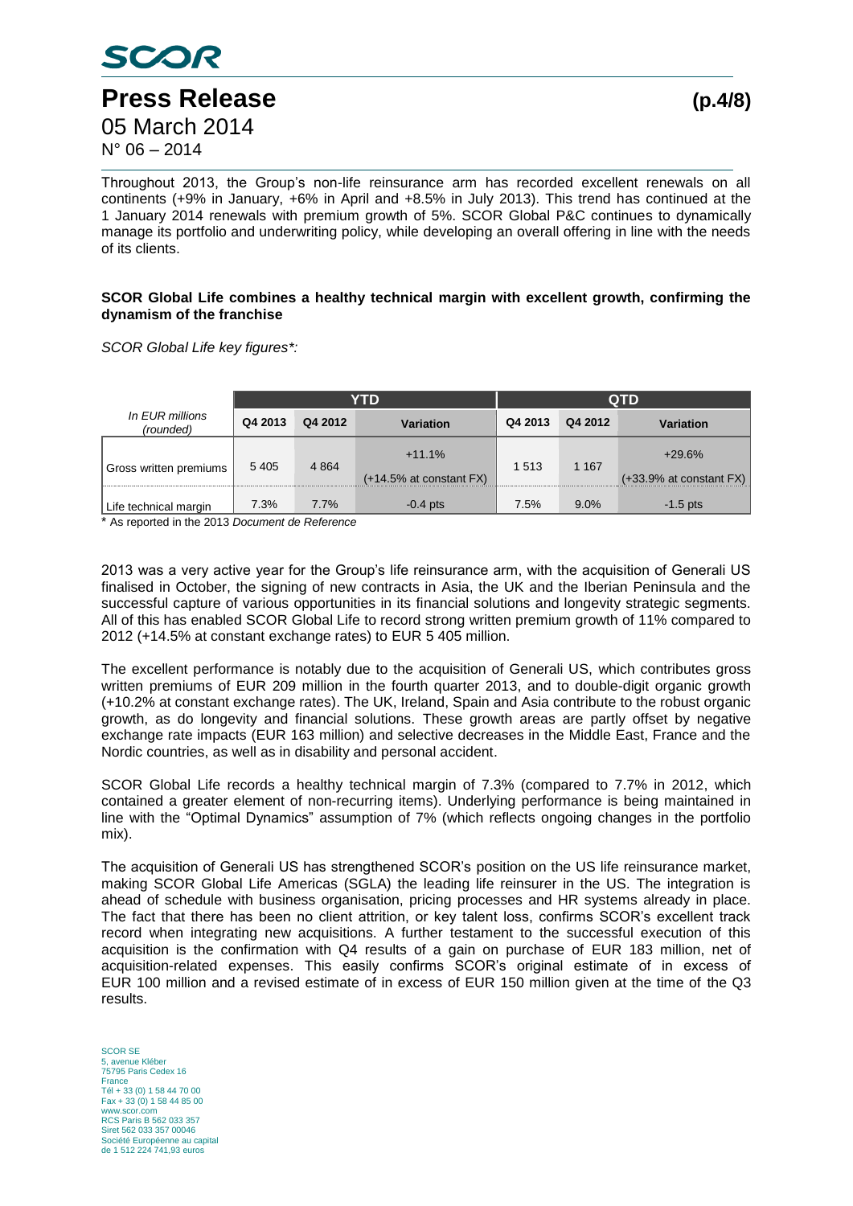Throughout 2013, the Group's non-life reinsurance arm has recorded excellent renewals on all continents (+9% in January, +6% in April and +8.5% in July 2013). This trend has continued at the 1 January 2014 renewals with premium growth of 5%. SCOR Global P&C continues to dynamically manage its portfolio and underwriting policy, while developing an overall offering in line with the needs of its clients.

**SCOR Global Life combines a healthy technical margin with excellent growth, confirming the dynamism of the franchise**

*SCOR Global Life key figures\*:*

| *In EUR millions (rounded)* | YTD | | | QTD | | |
|---|---|---|---|---|---|---|
| | Q4 2013 | Q4 2012 | Variation | Q4 2013 | Q4 2012 | Variation |
| Gross written premiums | 5 405 | 4 864 | +11.1% (+14.5% at constant FX) | 1 513 | 1 167 | +29.6% (+33.9% at constant FX) |
| Life technical margin | 7.3% | 7.7% | -0.4 pts | 7.5% | 9.0% | -1.5 pts |

\* As reported in the 2013 *Document de Reference*

2013 was a very active year for the Group's life reinsurance arm, with the acquisition of Generali US finalised in October, the signing of new contracts in Asia, the UK and the Iberian Peninsula and the successful capture of various opportunities in its financial solutions and longevity strategic segments. All of this has enabled SCOR Global Life to record strong written premium growth of 11% compared to 2012 (+14.5% at constant exchange rates) to EUR 5 405 million.

The excellent performance is notably due to the acquisition of Generali US, which contributes gross written premiums of EUR 209 million in the fourth quarter 2013, and to double-digit organic growth (+10.2% at constant exchange rates). The UK, Ireland, Spain and Asia contribute to the robust organic growth, as do longevity and financial solutions. These growth areas are partly offset by negative exchange rate impacts (EUR 163 million) and selective decreases in the Middle East, France and the Nordic countries, as well as in disability and personal accident.

SCOR Global Life records a healthy technical margin of 7.3% (compared to 7.7% in 2012, which contained a greater element of non-recurring items). Underlying performance is being maintained in line with the "Optimal Dynamics" assumption of 7% (which reflects ongoing changes in the portfolio mix).

The acquisition of Generali US has strengthened SCOR's position on the US life reinsurance market, making SCOR Global Life Americas (SGLA) the leading life reinsurer in the US. The integration is ahead of schedule with business organisation, pricing processes and HR systems already in place. The fact that there has been no client attrition, or key talent loss, confirms SCOR's excellent track record when integrating new acquisitions. A further testament to the successful execution of this acquisition is the confirmation with Q4 results of a gain on purchase of EUR 183 million, net of acquisition-related expenses. This easily confirms SCOR's original estimate of in excess of EUR 100 million and a revised estimate of in excess of EUR 150 million given at the time of the Q3 results.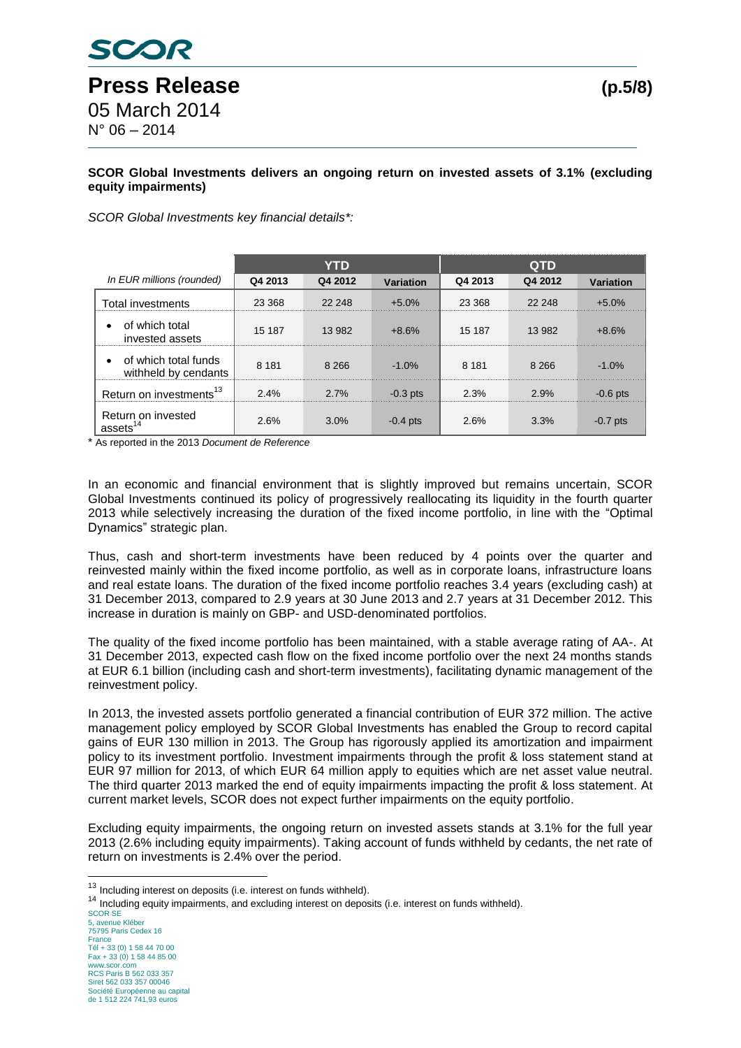**SCOR Global Investments delivers an ongoing return on invested assets of 3.1% (excluding equity impairments)**

*SCOR Global Investments key financial details\*:*

| *In EUR millions (rounded)* | YTD | | | QTD | | |
|---|---|---|---|---|---|---|
| | Q4 2013 | Q4 2012 | Variation | Q4 2013 | Q4 2012 | Variation |
| Total investments | 23 368 | 22 248 | +5.0% | 23 368 | 22 248 | +5.0% |
| • of which total invested assets | 15 187 | 13 982 | +8.6% | 15 187 | 13 982 | +8.6% |
| • of which total funds withheld by cendants | 8 181 | 8 266 | -1.0% | 8 181 | 8 266 | -1.0% |
| Return on investments[13] | 2.4% | 2.7% | -0.3 pts | 2.3% | 2.9% | -0.6 pts |
| Return on invested assets[14] | 2.6% | 3.0% | -0.4 pts | 2.6% | 3.3% | -0.7 pts |

\* As reported in the 2013 *Document de Reference*

In an economic and financial environment that is slightly improved but remains uncertain, SCOR Global Investments continued its policy of progressively reallocating its liquidity in the fourth quarter 2013 while selectively increasing the duration of the fixed income portfolio, in line with the "Optimal Dynamics" strategic plan.

Thus, cash and short-term investments have been reduced by 4 points over the quarter and reinvested mainly within the fixed income portfolio, as well as in corporate loans, infrastructure loans and real estate loans. The duration of the fixed income portfolio reaches 3.4 years (excluding cash) at 31 December 2013, compared to 2.9 years at 30 June 2013 and 2.7 years at 31 December 2012. This increase in duration is mainly on GBP- and USD-denominated portfolios.

The quality of the fixed income portfolio has been maintained, with a stable average rating of AA-. At 31 December 2013, expected cash flow on the fixed income portfolio over the next 24 months stands at EUR 6.1 billion (including cash and short-term investments), facilitating dynamic management of the reinvestment policy.

In 2013, the invested assets portfolio generated a financial contribution of EUR 372 million. The active management policy employed by SCOR Global Investments has enabled the Group to record capital gains of EUR 130 million in 2013. The Group has rigorously applied its amortization and impairment policy to its investment portfolio. Investment impairments through the profit & loss statement stand at EUR 97 million for 2013, of which EUR 64 million apply to equities which are net asset value neutral. The third quarter 2013 marked the end of equity impairments impacting the profit & loss statement. At current market levels, SCOR does not expect further impairments on the equity portfolio.

Excluding equity impairments, the ongoing return on invested assets stands at 3.1% for the full year 2013 (2.6% including equity impairments). Taking account of funds withheld by cedants, the net rate of return on investments is 2.4% over the period.

[13] Including interest on deposits (i.e. interest on funds withheld).

[14] Including equity impairments, and excluding interest on deposits (i.e. interest on funds withheld).

SCOR SE
5, avenue Kléber
75795 Paris Cedex 16
France
Tél + 33 (0) 1 58 44 70 00
Fax + 33 (0) 1 58 44 85 00
www.scor.com
RCS Paris B 562 033 357
Siret 562 033 357 00046
Société Européenne au capital
de 1 512 224 741,93 euros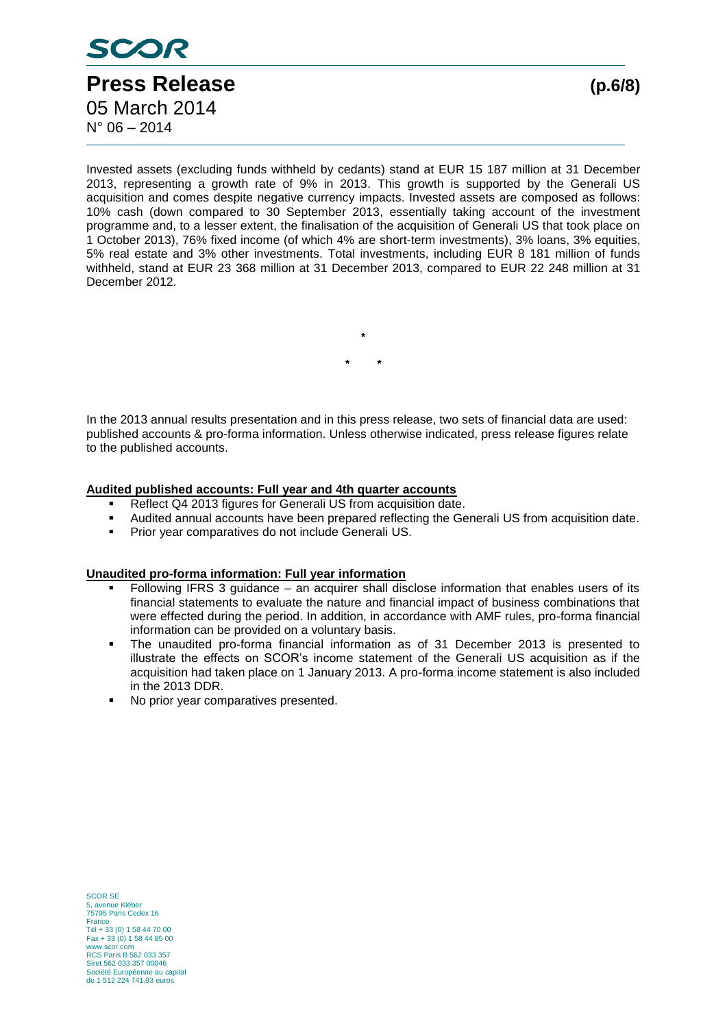Invested assets (excluding funds withheld by cedants) stand at EUR 15 187 million at 31 December 2013, representing a growth rate of 9% in 2013. This growth is supported by the Generali US acquisition and comes despite negative currency impacts. Invested assets are composed as follows: 10% cash (down compared to 30 September 2013, essentially taking account of the investment programme and, to a lesser extent, the finalisation of the acquisition of Generali US that took place on 1 October 2013), 76% fixed income (of which 4% are short-term investments), 3% loans, 3% equities, 5% real estate and 3% other investments. Total investments, including EUR 8 181 million of funds withheld, stand at EUR 23 368 million at 31 December 2013, compared to EUR 22 248 million at 31 December 2012.

\*

\* \*

In the 2013 annual results presentation and in this press release, two sets of financial data are used: published accounts & pro-forma information. Unless otherwise indicated, press release figures relate to the published accounts.

**Audited published accounts: Full year and 4th quarter accounts**

- Reflect Q4 2013 figures for Generali US from acquisition date.
- Audited annual accounts have been prepared reflecting the Generali US from acquisition date.
- Prior year comparatives do not include Generali US.

**Unaudited pro-forma information: Full year information**

- Following IFRS 3 guidance – an acquirer shall disclose information that enables users of its financial statements to evaluate the nature and financial impact of business combinations that were effected during the period. In addition, in accordance with AMF rules, pro-forma financial information can be provided on a voluntary basis.
- The unaudited pro-forma financial information as of 31 December 2013 is presented to illustrate the effects on SCOR's income statement of the Generali US acquisition as if the acquisition had taken place on 1 January 2013. A pro-forma income statement is also included in the 2013 DDR.
- No prior year comparatives presented.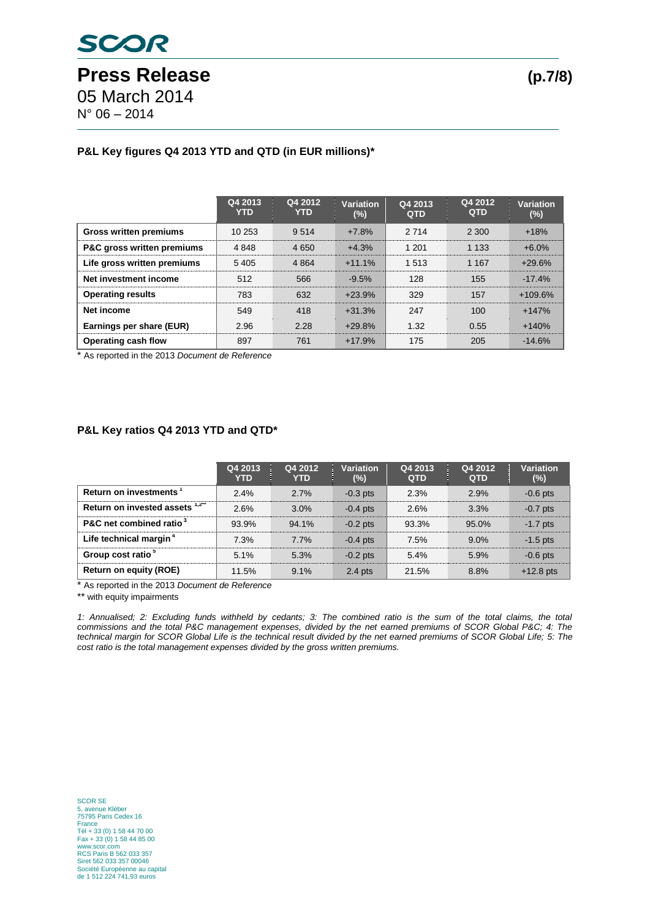### P&L Key figures Q4 2013 YTD and QTD (in EUR millions)*

| | Q4 2013 YTD | Q4 2012 YTD | Variation (%) | Q4 2013 QTD | Q4 2012 QTD | Variation (%) |
|---|---|---|---|---|---|---|
| **Gross written premiums** | 10 253 | 9 514 | +7.8% | 2 714 | 2 300 | +18% |
| **P&C gross written premiums** | 4 848 | 4 650 | +4.3% | 1 201 | 1 133 | +6.0% |
| **Life gross written premiums** | 5 405 | 4 864 | +11.1% | 1 513 | 1 167 | +29.6% |
| **Net investment income** | 512 | 566 | -9.5% | 128 | 155 | -17.4% |
| **Operating results** | 783 | 632 | +23.9% | 329 | 157 | +109.6% |
| **Net income** | 549 | 418 | +31.3% | 247 | 100 | +147% |
| **Earnings per share (EUR)** | 2.96 | 2.28 | +29.8% | 1.32 | 0.55 | +140% |
| **Operating cash flow** | 897 | 761 | +17.9% | 175 | 205 | -14.6% |

* As reported in the 2013 *Document de Reference*

### P&L Key ratios Q4 2013 YTD and QTD*

| | Q4 2013 YTD | Q4 2012 YTD | Variation (%) | Q4 2013 QTD | Q4 2012 QTD | Variation (%) |
|---|---|---|---|---|---|---|
| **Return on investments** [1] | 2.4% | 2.7% | -0.3 pts | 2.3% | 2.9% | -0.6 pts |
| **Return on invested assets** [1,2**] | 2.6% | 3.0% | -0.4 pts | 2.6% | 3.3% | -0.7 pts |
| **P&C net combined ratio** [3] | 93.9% | 94.1% | -0.2 pts | 93.3% | 95.0% | -1.7 pts |
| **Life technical margin** [4] | 7.3% | 7.7% | -0.4 pts | 7.5% | 9.0% | -1.5 pts |
| **Group cost ratio** [5] | 5.1% | 5.3% | -0.2 pts | 5.4% | 5.9% | -0.6 pts |
| **Return on equity (ROE)** | 11.5% | 9.1% | 2.4 pts | 21.5% | 8.8% | +12.8 pts |

* As reported in the 2013 *Document de Reference*

** with equity impairments

*1: Annualised; 2: Excluding funds withheld by cedants; 3: The combined ratio is the sum of the total claims, the total commissions and the total P&C management expenses, divided by the net earned premiums of SCOR Global P&C; 4: The technical margin for SCOR Global Life is the technical result divided by the net earned premiums of SCOR Global Life; 5: The cost ratio is the total management expenses divided by the gross written premiums.*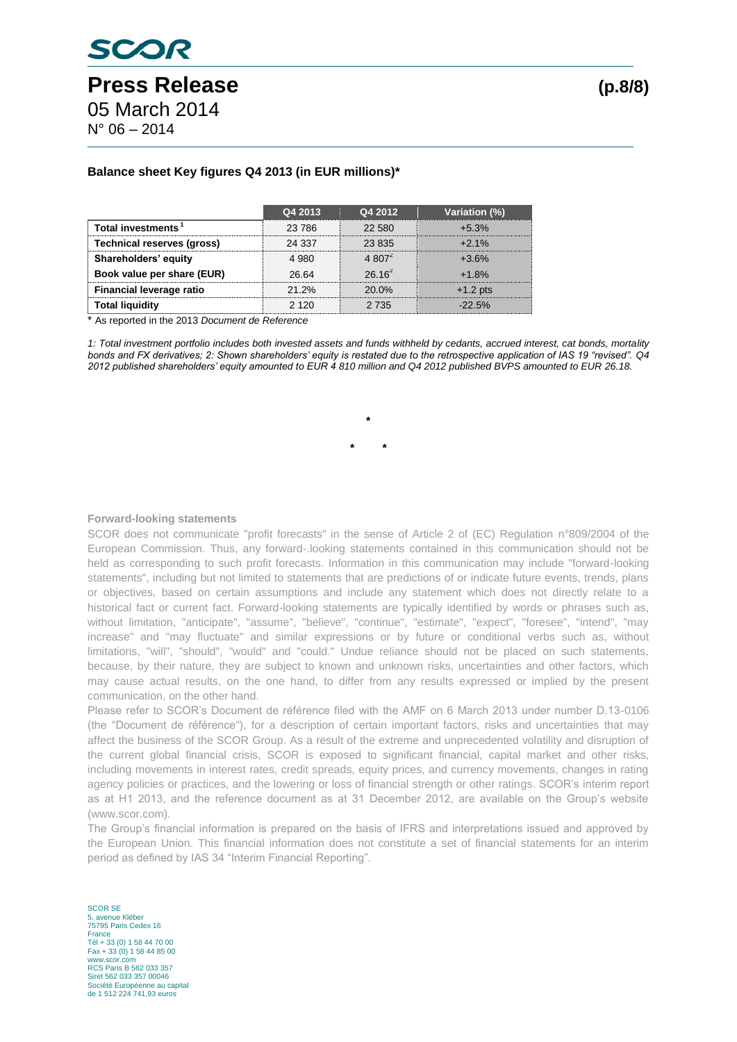**Balance sheet Key figures Q4 2013 (in EUR millions)***

| | Q4 2013 | Q4 2012 | Variation (%) |
|---|---|---|---|
| Total investments[1] | 23 786 | 22 580 | +5.3% |
| Technical reserves (gross) | 24 337 | 23 835 | +2.1% |
| Shareholders' equity | 4 980 | 4 807[2] | +3.6% |
| Book value per share (EUR) | 26.64 | 26.16[2] | +1.8% |
| Financial leverage ratio | 21.2% | 20.0% | +1.2 pts |
| Total liquidity | 2 120 | 2 735 | -22.5% |

* As reported in the 2013 *Document de Reference*

*1: Total investment portfolio includes both invested assets and funds withheld by cedants, accrued interest, cat bonds, mortality bonds and FX derivatives; 2: Shown shareholders' equity is restated due to the retrospective application of IAS 19 "revised". Q4 2012 published shareholders' equity amounted to EUR 4 810 million and Q4 2012 published BVPS amounted to EUR 26.18.*

\*

\* \*

**Forward-looking statements**

SCOR does not communicate "profit forecasts" in the sense of Article 2 of (EC) Regulation n°809/2004 of the European Commission. Thus, any forward-.looking statements contained in this communication should not be held as corresponding to such profit forecasts. Information in this communication may include "forward-looking statements", including but not limited to statements that are predictions of or indicate future events, trends, plans or objectives, based on certain assumptions and include any statement which does not directly relate to a historical fact or current fact. Forward-looking statements are typically identified by words or phrases such as, without limitation, "anticipate", "assume", "believe", "continue", "estimate", "expect", "foresee", "intend", "may increase" and "may fluctuate" and similar expressions or by future or conditional verbs such as, without limitations, "will", "should", "would" and "could." Undue reliance should not be placed on such statements, because, by their nature, they are subject to known and unknown risks, uncertainties and other factors, which may cause actual results, on the one hand, to differ from any results expressed or implied by the present communication, on the other hand.

Please refer to SCOR's Document de référence filed with the AMF on 6 March 2013 under number D.13-0106 (the "Document de référence"), for a description of certain important factors, risks and uncertainties that may affect the business of the SCOR Group. As a result of the extreme and unprecedented volatility and disruption of the current global financial crisis, SCOR is exposed to significant financial, capital market and other risks, including movements in interest rates, credit spreads, equity prices, and currency movements, changes in rating agency policies or practices, and the lowering or loss of financial strength or other ratings. SCOR's interim report as at H1 2013, and the reference document as at 31 December 2012, are available on the Group's website (www.scor.com).

The Group's financial information is prepared on the basis of IFRS and interpretations issued and approved by the European Union. This financial information does not constitute a set of financial statements for an interim period as defined by IAS 34 "Interim Financial Reporting".